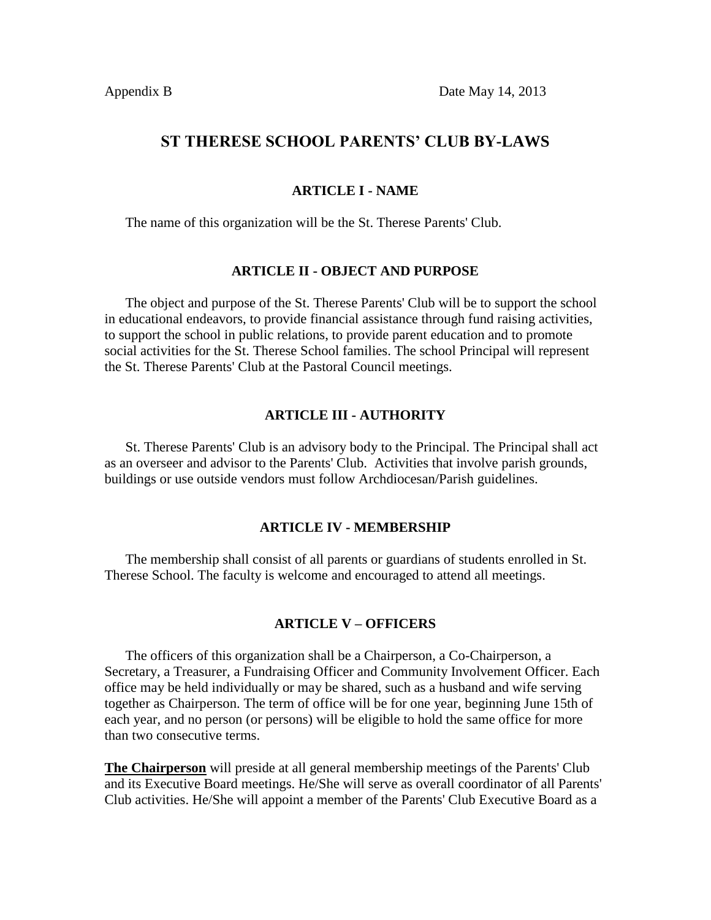Appendix B Date May 14, 2013

# ST THERESE SCHOOL PARENTS' CLUB BY-LAWS

## ARTICLE I - NAME

The name of this organization will be the St. Therese Parents' Club.

## ARTICLE II - OBJECT AND PURPOSE

The object and purpose of the St. Therese Parents' Club will be to support the school in educational endeavors, to provide financial assistance through fund raising activities, to support the school in public relations, to provide parent education and to promote social activities for the St. Therese School families. The school Principal will represent the St. Therese Parents' Club at the Pastoral Council meetings.

## ARTICLE III - AUTHORITY

St. Therese Parents' Club is an advisory body to the Principal. The Principal shall act as an overseer and advisor to the Parents' Club. Activities that involve parish grounds, buildings or use outside vendors must follow Archdiocesan/Parish guidelines.

## ARTICLE IV - MEMBERSHIP

The membership shall consist of all parents or guardians of students enrolled in St. Therese School. The faculty is welcome and encouraged to attend all meetings.

## ARTICLE V – OFFICERS

The officers of this organization shall be a Chairperson, a Co-Chairperson, a Secretary, a Treasurer, a Fundraising Officer and Community Involvement Officer. Each office may be held individually or may be shared, such as a husband and wife serving together as Chairperson. The term of office will be for one year, beginning June 15th of each year, and no person (or persons) will be eligible to hold the same office for more than two consecutive terms.

**The Chairperson** will preside at all general membership meetings of the Parents' Club and its Executive Board meetings. He/She will serve as overall coordinator of all Parents' Club activities. He/She will appoint a member of the Parents' Club Executive Board as a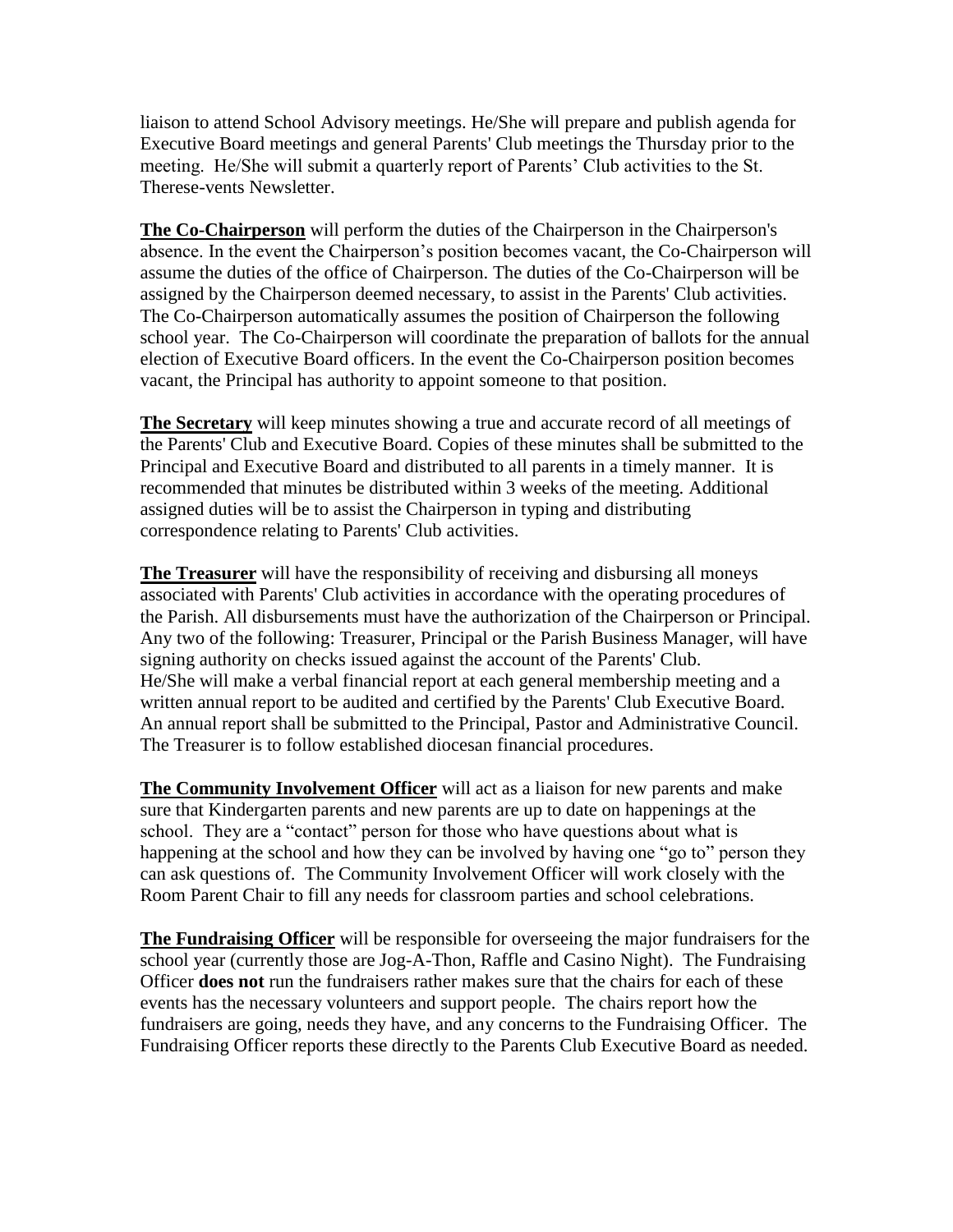liaison to attend School Advisory meetings. He/She will prepare and publish agenda for Executive Board meetings and general Parents' Club meetings the Thursday prior to the meeting. He/She will submit a quarterly report of Parents' Club activities to the St. Therese-vents Newsletter.

**<u>The Co-Chairperson</u>** will perform the duties of the Chairperson in the Chairperson's absence. In the event the Chairperson's position becomes vacant, the Co-Chairperson will assume the duties of the office of Chairperson. The duties of the Co-Chairperson will be assigned by the Chairperson deemed necessary, to assist in the Parents' Club activities. The Co-Chairperson automatically assumes the position of Chairperson the following school year. The Co-Chairperson will coordinate the preparation of ballots for the annual election of Executive Board officers. In the event the Co-Chairperson position becomes vacant, the Principal has authority to appoint someone to that position.

**<u>The Secretary</u>** will keep minutes showing a true and accurate record of all meetings of the Parents' Club and Executive Board. Copies of these minutes shall be submitted to the Principal and Executive Board and distributed to all parents in a timely manner. It is recommended that minutes be distributed within 3 weeks of the meeting. Additional assigned duties will be to assist the Chairperson in typing and distributing correspondence relating to Parents' Club activities.

**<u>The Treasurer</u>** will have the responsibility of receiving and disbursing all moneys associated with Parents' Club activities in accordance with the operating procedures of the Parish. All disbursements must have the authorization of the Chairperson or Principal. Any two of the following: Treasurer, Principal or the Parish Business Manager, will have signing authority on checks issued against the account of the Parents' Club. He/She will make a verbal financial report at each general membership meeting and a written annual report to be audited and certified by the Parents' Club Executive Board. An annual report shall be submitted to the Principal, Pastor and Administrative Council. The Treasurer is to follow established diocesan financial procedures.

**<u>The Community Involvement Officer</u>** will act as a liaison for new parents and make sure that Kindergarten parents and new parents are up to date on happenings at the school. They are a "contact" person for those who have questions about what is happening at the school and how they can be involved by having one "go to" person they can ask questions of. The Community Involvement Officer will work closely with the Room Parent Chair to fill any needs for classroom parties and school celebrations.

**<u>The Fundraising Officer</u>** will be responsible for overseeing the major fundraisers for the school year (currently those are Jog-A-Thon, Raffle and Casino Night). The Fundraising Officer **does not** run the fundraisers rather makes sure that the chairs for each of these events has the necessary volunteers and support people. The chairs report how the fundraisers are going, needs they have, and any concerns to the Fundraising Officer. The Fundraising Officer reports these directly to the Parents Club Executive Board as needed.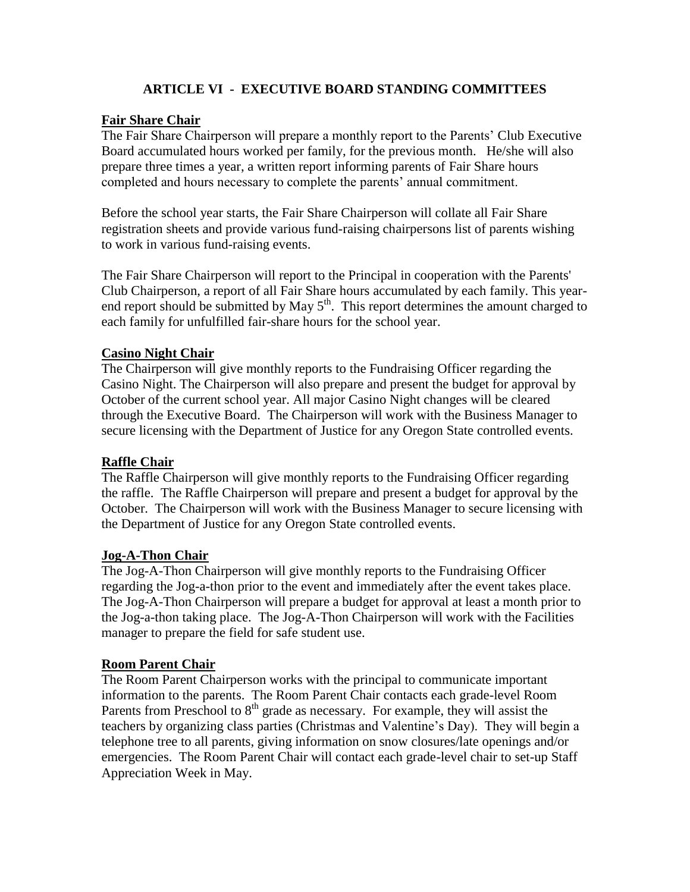## ARTICLE VI - EXECUTIVE BOARD STANDING COMMITTEES

**Fair Share Chair**

The Fair Share Chairperson will prepare a monthly report to the Parents' Club Executive Board accumulated hours worked per family, for the previous month. He/she will also prepare three times a year, a written report informing parents of Fair Share hours completed and hours necessary to complete the parents' annual commitment.

Before the school year starts, the Fair Share Chairperson will collate all Fair Share registration sheets and provide various fund-raising chairpersons list of parents wishing to work in various fund-raising events.

The Fair Share Chairperson will report to the Principal in cooperation with the Parents' Club Chairperson, a report of all Fair Share hours accumulated by each family. This year-end report should be submitted by May 5th. This report determines the amount charged to each family for unfulfilled fair-share hours for the school year.

**Casino Night Chair**

The Chairperson will give monthly reports to the Fundraising Officer regarding the Casino Night. The Chairperson will also prepare and present the budget for approval by October of the current school year. All major Casino Night changes will be cleared through the Executive Board. The Chairperson will work with the Business Manager to secure licensing with the Department of Justice for any Oregon State controlled events.

**Raffle Chair**

The Raffle Chairperson will give monthly reports to the Fundraising Officer regarding the raffle. The Raffle Chairperson will prepare and present a budget for approval by the October. The Chairperson will work with the Business Manager to secure licensing with the Department of Justice for any Oregon State controlled events.

**Jog-A-Thon Chair**

The Jog-A-Thon Chairperson will give monthly reports to the Fundraising Officer regarding the Jog-a-thon prior to the event and immediately after the event takes place. The Jog-A-Thon Chairperson will prepare a budget for approval at least a month prior to the Jog-a-thon taking place. The Jog-A-Thon Chairperson will work with the Facilities manager to prepare the field for safe student use.

**Room Parent Chair**

The Room Parent Chairperson works with the principal to communicate important information to the parents. The Room Parent Chair contacts each grade-level Room Parents from Preschool to 8th grade as necessary. For example, they will assist the teachers by organizing class parties (Christmas and Valentine's Day). They will begin a telephone tree to all parents, giving information on snow closures/late openings and/or emergencies. The Room Parent Chair will contact each grade-level chair to set-up Staff Appreciation Week in May.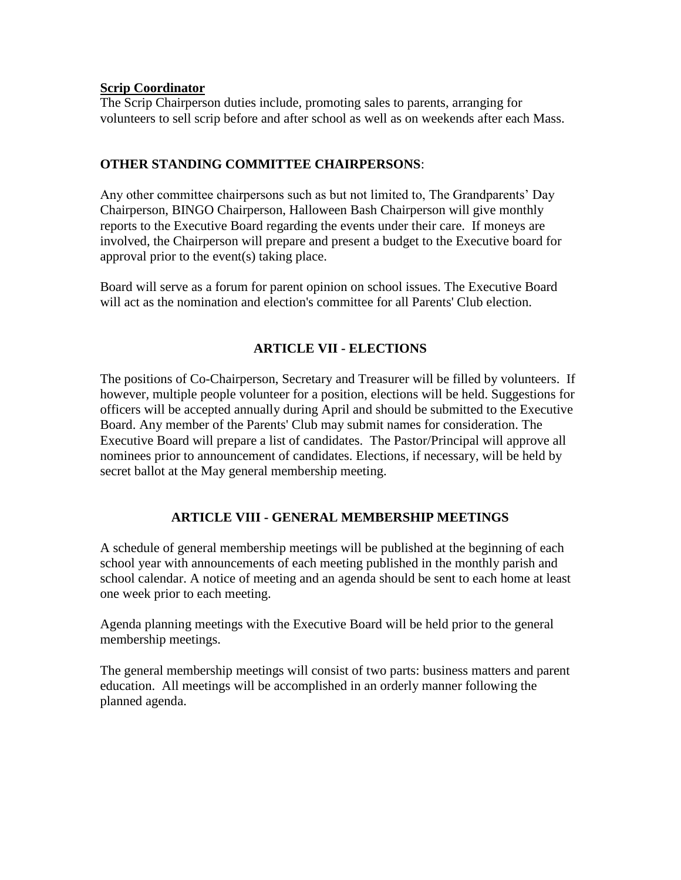**Scrip Coordinator**

The Scrip Chairperson duties include, promoting sales to parents, arranging for volunteers to sell scrip before and after school as well as on weekends after each Mass.

**OTHER STANDING COMMITTEE CHAIRPERSONS**:

Any other committee chairpersons such as but not limited to, The Grandparents' Day Chairperson, BINGO Chairperson, Halloween Bash Chairperson will give monthly reports to the Executive Board regarding the events under their care. If moneys are involved, the Chairperson will prepare and present a budget to the Executive board for approval prior to the event(s) taking place.

Board will serve as a forum for parent opinion on school issues. The Executive Board will act as the nomination and election's committee for all Parents' Club election.

## ARTICLE VII - ELECTIONS

The positions of Co-Chairperson, Secretary and Treasurer will be filled by volunteers. If however, multiple people volunteer for a position, elections will be held. Suggestions for officers will be accepted annually during April and should be submitted to the Executive Board. Any member of the Parents' Club may submit names for consideration. The Executive Board will prepare a list of candidates. The Pastor/Principal will approve all nominees prior to announcement of candidates. Elections, if necessary, will be held by secret ballot at the May general membership meeting.

## ARTICLE VIII - GENERAL MEMBERSHIP MEETINGS

A schedule of general membership meetings will be published at the beginning of each school year with announcements of each meeting published in the monthly parish and school calendar. A notice of meeting and an agenda should be sent to each home at least one week prior to each meeting.

Agenda planning meetings with the Executive Board will be held prior to the general membership meetings.

The general membership meetings will consist of two parts: business matters and parent education. All meetings will be accomplished in an orderly manner following the planned agenda.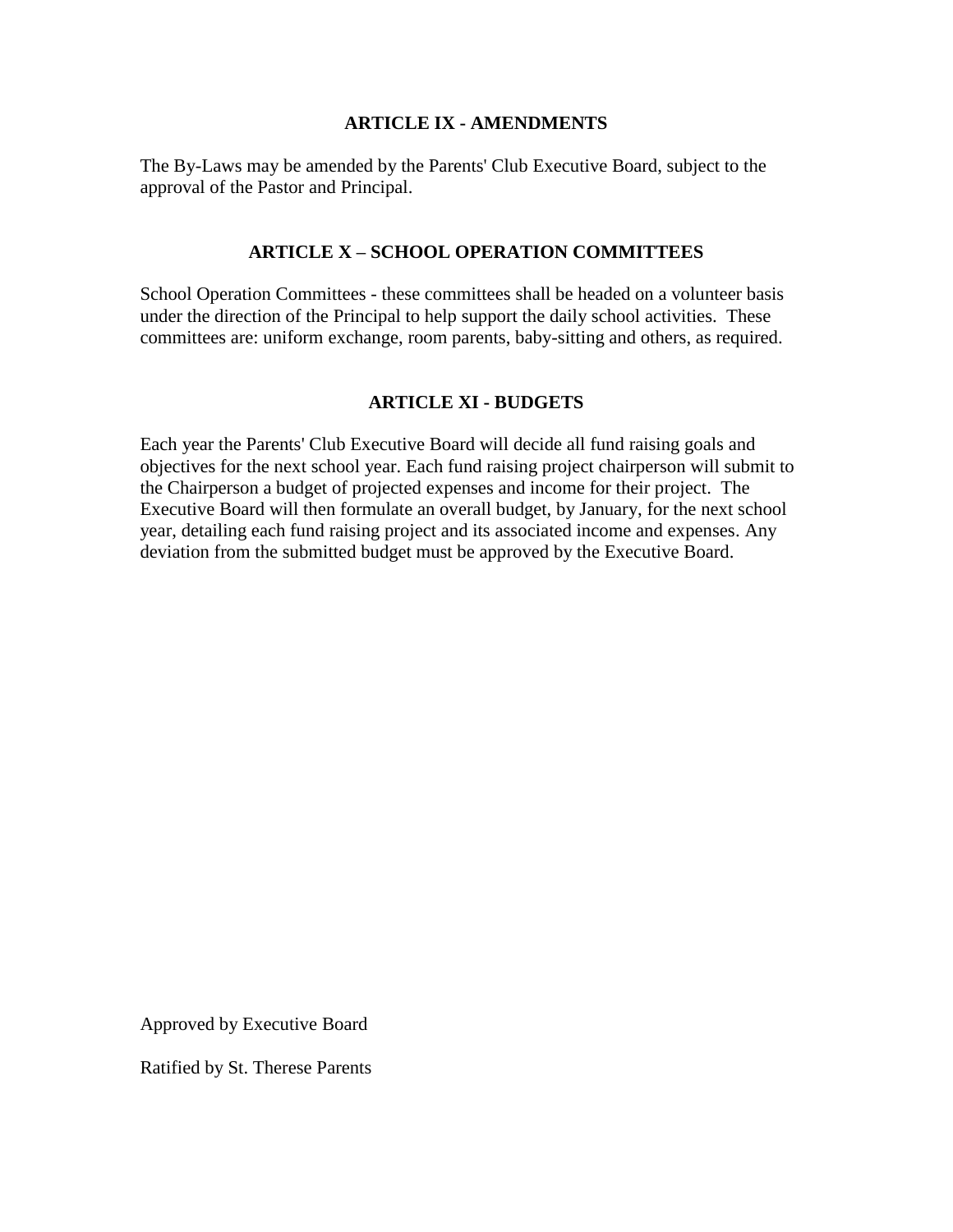## ARTICLE IX - AMENDMENTS

The By-Laws may be amended by the Parents' Club Executive Board, subject to the approval of the Pastor and Principal.

## ARTICLE X – SCHOOL OPERATION COMMITTEES

School Operation Committees - these committees shall be headed on a volunteer basis under the direction of the Principal to help support the daily school activities. These committees are: uniform exchange, room parents, baby-sitting and others, as required.

## ARTICLE XI - BUDGETS

Each year the Parents' Club Executive Board will decide all fund raising goals and objectives for the next school year. Each fund raising project chairperson will submit to the Chairperson a budget of projected expenses and income for their project. The Executive Board will then formulate an overall budget, by January, for the next school year, detailing each fund raising project and its associated income and expenses. Any deviation from the submitted budget must be approved by the Executive Board.

Approved by Executive Board

Ratified by St. Therese Parents